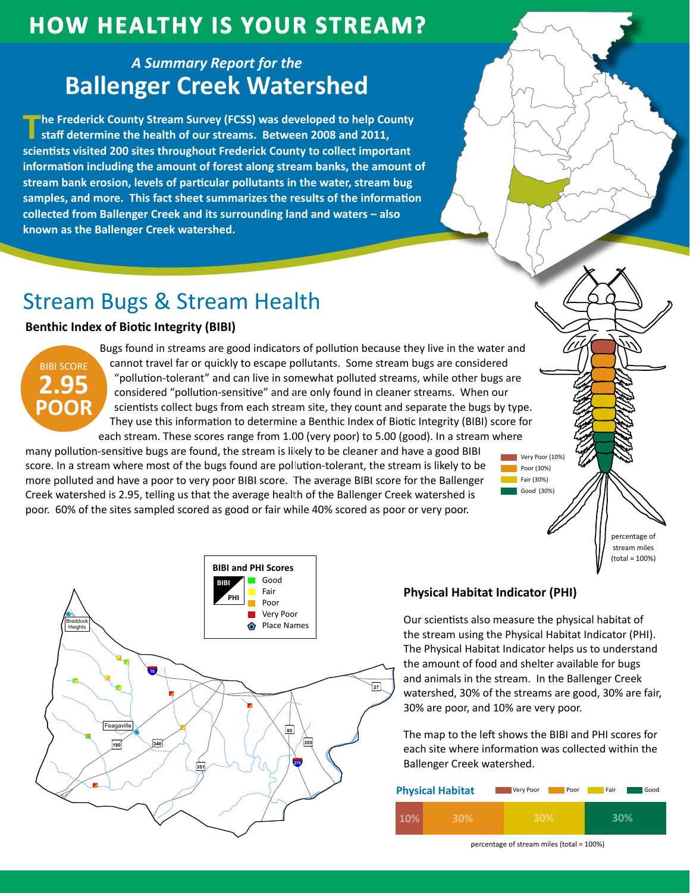# HOW HEALTHY IS YOUR STREAM?

*A Summary Report for the*

## Ballenger Creek Watershed

**The Frederick County Stream Survey (FCSS) was developed to help County staff determine the health of our streams. Between 2008 and 2011, scientists visited 200 sites throughout Frederick County to collect important information including the amount of forest along stream banks, the amount of stream bank erosion, levels of particular pollutants in the water, stream bug samples, and more. This fact sheet summarizes the results of the information collected from Ballenger Creek and its surrounding land and waters – also known as the Ballenger Creek watershed.**

## Stream Bugs & Stream Health

### Benthic Index of Biotic Integrity (BIBI)

BIBI SCORE **2.95** **POOR**

Bugs found in streams are good indicators of pollution because they live in the water and cannot travel far or quickly to escape pollutants. Some stream bugs are considered "pollution-tolerant" and can live in somewhat polluted streams, while other bugs are considered "pollution-sensitive" and are only found in cleaner streams. When our scientists collect bugs from each stream site, they count and separate the bugs by type. They use this information to determine a Benthic Index of Biotic Integrity (BIBI) score for each stream. These scores range from 1.00 (very poor) to 5.00 (good). In a stream where many pollution-sensitive bugs are found, the stream is likely to be cleaner and have a good BIBI score. In a stream where most of the bugs found are pollution-tolerant, the stream is likely to be more polluted and have a poor to very poor BIBI score. The average BIBI score for the Ballenger Creek watershed is 2.95, telling us that the average health of the Ballenger Creek watershed is poor. 60% of the sites sampled scored as good or fair while 40% scored as poor or very poor.

Very Poor (10%)
Poor (30%)
Fair (30%)
Good (30%)

percentage of stream miles (total = 100%)

**BIBI and PHI Scores**

- Good
- Fair
- Poor
- Very Poor
- Place Names

### Physical Habitat Indicator (PHI)

Our scientists also measure the physical habitat of the stream using the Physical Habitat Indicator (PHI). The Physical Habitat Indicator helps us to understand the amount of food and shelter available for bugs and animals in the stream. In the Ballenger Creek watershed, 30% of the streams are good, 30% are fair, 30% are poor, and 10% are very poor.

The map to the left shows the BIBI and PHI scores for each site where information was collected within the Ballenger Creek watershed.

**Physical Habitat**

| Very Poor | Poor | Fair | Good |
|---|---|---|---|
| 10% | 30% | 30% | 30% |

percentage of stream miles (total = 100%)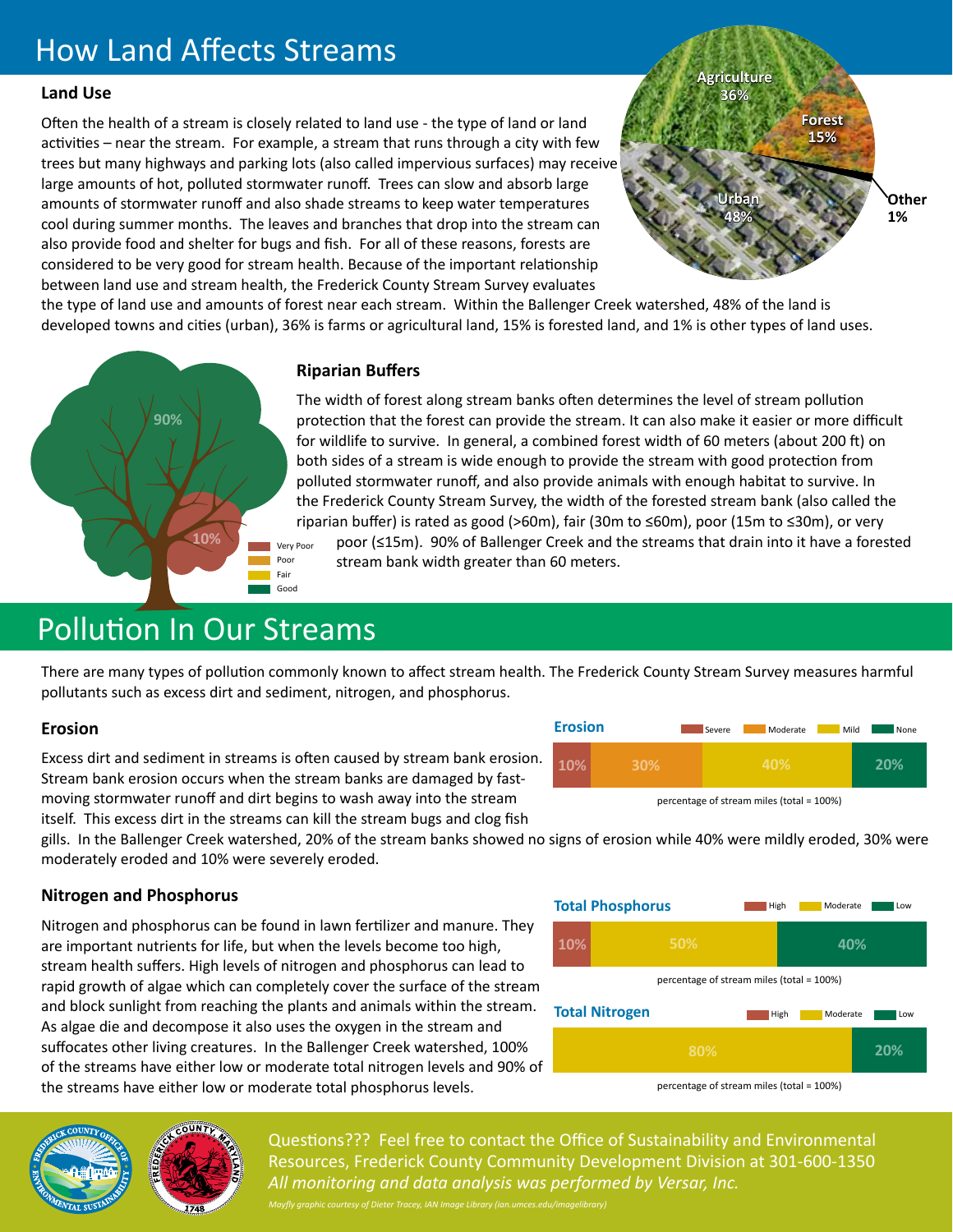# How Land Affects Streams

## Land Use

Often the health of a stream is closely related to land use - the type of land or land activities – near the stream. For example, a stream that runs through a city with few trees but many highways and parking lots (also called impervious surfaces) may receive large amounts of hot, polluted stormwater runoff. Trees can slow and absorb large amounts of stormwater runoff and also shade streams to keep water temperatures cool during summer months. The leaves and branches that drop into the stream can also provide food and shelter for bugs and fish. For all of these reasons, forests are considered to be very good for stream health. Because of the important relationship between land use and stream health, the Frederick County Stream Survey evaluates the type of land use and amounts of forest near each stream. Within the Ballenger Creek watershed, 48% of the land is developed towns and cities (urban), 36% is farms or agricultural land, 15% is forested land, and 1% is other types of land uses.

Agriculture 36%
Forest 15%
Urban 48%
Other 1%

## Riparian Buffers

90%
10%
Very Poor
Poor
Fair
Good

The width of forest along stream banks often determines the level of stream pollution protection that the forest can provide the stream. It can also make it easier or more difficult for wildlife to survive. In general, a combined forest width of 60 meters (about 200 ft) on both sides of a stream is wide enough to provide the stream with good protection from polluted stormwater runoff, and also provide animals with enough habitat to survive. In the Frederick County Stream Survey, the width of the forested stream bank (also called the riparian buffer) is rated as good (>60m), fair (30m to ≤60m), poor (15m to ≤30m), or very poor (≤15m). 90% of Ballenger Creek and the streams that drain into it have a forested stream bank width greater than 60 meters.

# Pollution In Our Streams

There are many types of pollution commonly known to affect stream health. The Frederick County Stream Survey measures harmful pollutants such as excess dirt and sediment, nitrogen, and phosphorus.

## Erosion

Erosion
Severe, Moderate, Mild, None
10% 30% 40% 20%
percentage of stream miles (total = 100%)

Excess dirt and sediment in streams is often caused by stream bank erosion. Stream bank erosion occurs when the stream banks are damaged by fast-moving stormwater runoff and dirt begins to wash away into the stream itself. This excess dirt in the streams can kill the stream bugs and clog fish gills. In the Ballenger Creek watershed, 20% of the stream banks showed no signs of erosion while 40% were mildly eroded, 30% were moderately eroded and 10% were severely eroded.

## Nitrogen and Phosphorus

Nitrogen and phosphorus can be found in lawn fertilizer and manure. They are important nutrients for life, but when the levels become too high, stream health suffers. High levels of nitrogen and phosphorus can lead to rapid growth of algae which can completely cover the surface of the stream and block sunlight from reaching the plants and animals within the stream. As algae die and decompose it also uses the oxygen in the stream and suffocates other living creatures. In the Ballenger Creek watershed, 100% of the streams have either low or moderate total nitrogen levels and 90% of the streams have either low or moderate total phosphorus levels.

Total Phosphorus
High, Moderate, Low
10% 50% 40%
percentage of stream miles (total = 100%)

Total Nitrogen
High, Moderate, Low
80% 20%
percentage of stream miles (total = 100%)

Questions??? Feel free to contact the Office of Sustainability and Environmental Resources, Frederick County Community Development Division at 301-600-1350

*All monitoring and data analysis was performed by Versar, Inc.*

*Mayfly graphic courtesy of Dieter Tracey, IAN Image Library (ian.umces.edu/imagelibrary)*